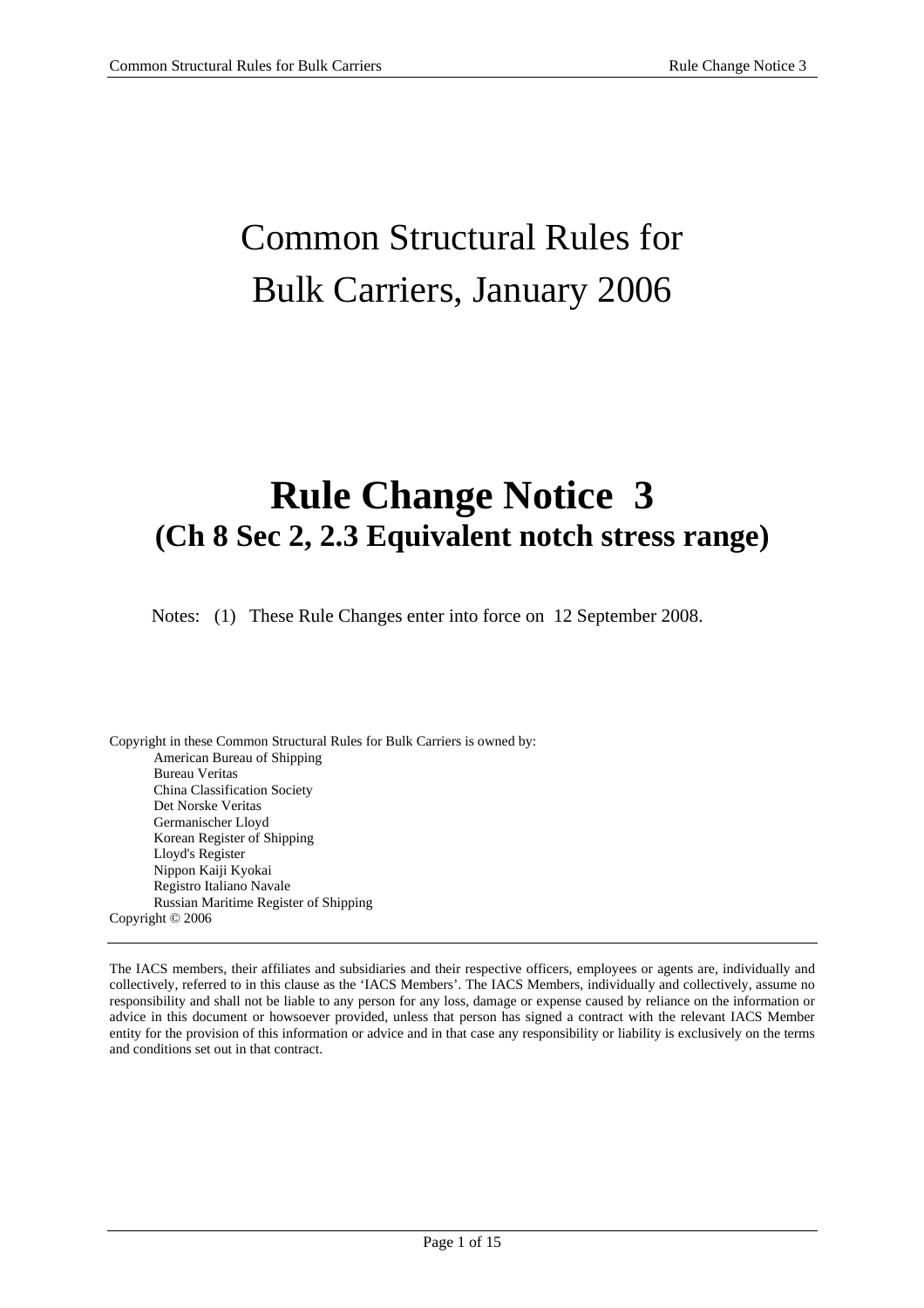# Common Structural Rules for Bulk Carriers, January 2006

# Rule Change Notice 3
## (Ch 8 Sec 2, 2.3 Equivalent notch stress range)

Notes: (1) These Rule Changes enter into force on 12 September 2008.

Copyright in these Common Structural Rules for Bulk Carriers is owned by:

- American Bureau of Shipping
- Bureau Veritas
- China Classification Society
- Det Norske Veritas
- Germanischer Lloyd
- Korean Register of Shipping
- Lloyd's Register
- Nippon Kaiji Kyokai
- Registro Italiano Navale
- Russian Maritime Register of Shipping

Copyright © 2006

---

The IACS members, their affiliates and subsidiaries and their respective officers, employees or agents are, individually and collectively, referred to in this clause as the 'IACS Members'. The IACS Members, individually and collectively, assume no responsibility and shall not be liable to any person for any loss, damage or expense caused by reliance on the information or advice in this document or howsoever provided, unless that person has signed a contract with the relevant IACS Member entity for the provision of this information or advice and in that case any responsibility or liability is exclusively on the terms and conditions set out in that contract.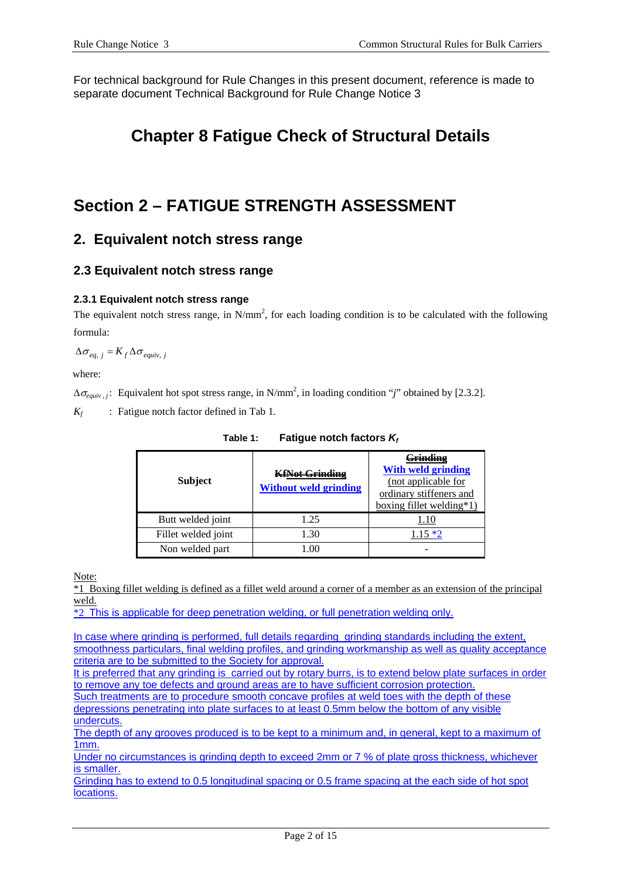For technical background for Rule Changes in this present document, reference is made to separate document Technical Background for Rule Change Notice 3

# Chapter 8 Fatigue Check of Structural Details

# Section 2 – FATIGUE STRENGTH ASSESSMENT

## 2. Equivalent notch stress range

### 2.3 Equivalent notch stress range

#### 2.3.1 Equivalent notch stress range

The equivalent notch stress range, in N/mm$^2$, for each loading condition is to be calculated with the following formula:

$$\Delta\sigma_{eq,\,j} = K_f\,\Delta\sigma_{equiv,\,j}$$

where:

$\Delta\sigma_{equiv,\,j}$: Equivalent hot spot stress range, in N/mm$^2$, in loading condition "$j$" obtained by [2.3.2].

$K_f$ : Fatigue notch factor defined in Tab 1.

**Table 1: Fatigue notch factors $K_f$**

| Subject | ~~KfNot Grinding~~ Without weld grinding | ~~Grinding~~ With weld grinding (not applicable for ordinary stiffeners and boxing fillet welding*1) |
|---|---|---|
| Butt welded joint | 1.25 | 1.10 |
| Fillet welded joint | 1.30 | 1.15 *2 |
| Non welded part | 1.00 | - |

Note:

*1 Boxing fillet welding is defined as a fillet weld around a corner of a member as an extension of the principal weld.

*2 This is applicable for deep penetration welding, or full penetration welding only.

In case where grinding is performed, full details regarding grinding standards including the extent, smoothness particulars, final welding profiles, and grinding workmanship as well as quality acceptance criteria are to be submitted to the Society for approval.

It is preferred that any grinding is carried out by rotary burrs, is to extend below plate surfaces in order to remove any toe defects and ground areas are to have sufficient corrosion protection.

Such treatments are to procedure smooth concave profiles at weld toes with the depth of these depressions penetrating into plate surfaces to at least 0.5mm below the bottom of any visible undercuts.

The depth of any grooves produced is to be kept to a minimum and, in general, kept to a maximum of 1mm.

Under no circumstances is grinding depth to exceed 2mm or 7 % of plate gross thickness, whichever is smaller.

Grinding has to extend to 0.5 longitudinal spacing or 0.5 frame spacing at the each side of hot spot locations.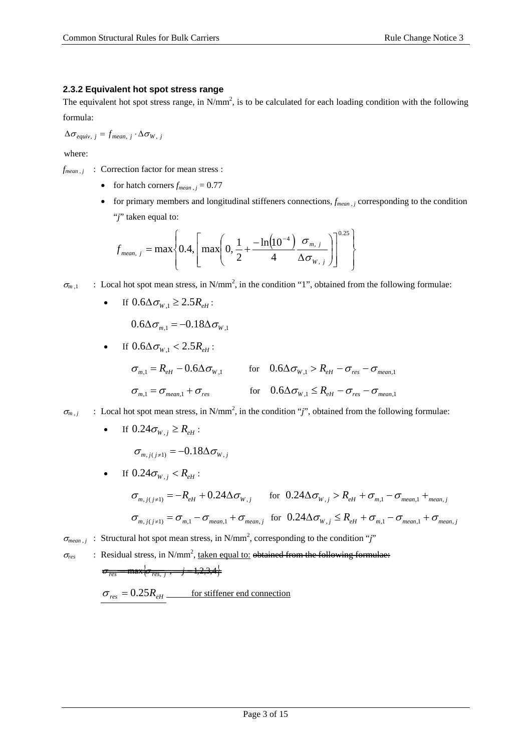### 2.3.2 Equivalent hot spot stress range

The equivalent hot spot stress range, in N/mm$^2$, is to be calculated for each loading condition with the following formula:

$$\Delta\sigma_{equiv,\,j} = f_{mean,\,j} \cdot \Delta\sigma_{W,\,j}$$

where:

$f_{mean\,,\,j}$ : Correction factor for mean stress :

- for hatch corners $f_{mean\,,\,j} = 0.77$
- for primary members and longitudinal stiffeners connections, $f_{mean\,,\,j}$ corresponding to the condition "*j*" taken equal to:

$$f_{mean,\,j} = \max\left\{0.4, \left[\max\left(0, \frac{1}{2} + \frac{-\ln\left(10^{-4}\right)}{4}\frac{\sigma_{m,\,j}}{\Delta\sigma_{W,\,j}}\right)\right]^{0.25}\right\}$$

$\sigma_{m\,,1}$ : Local hot spot mean stress, in N/mm$^2$, in the condition "1", obtained from the following formulae:

- If $0.6\Delta\sigma_{W,1} \geq 2.5R_{eH}$ :

  $$0.6\Delta\sigma_{m,1} = -0.18\Delta\sigma_{W,1}$$

- If $0.6\Delta\sigma_{W,1} < 2.5R_{eH}$ :

  $$\sigma_{m,1} = R_{eH} - 0.6\Delta\sigma_{W,1} \qquad \text{for} \quad 0.6\Delta\sigma_{W,1} > R_{eH} - \sigma_{res} - \sigma_{mean,1}$$

  $$\sigma_{m,1} = \sigma_{mean,1} + \sigma_{res} \qquad \text{for} \quad 0.6\Delta\sigma_{W,1} \leq R_{eH} - \sigma_{res} - \sigma_{mean,1}$$

$\sigma_{m\,,\,j}$ : Local hot spot mean stress, in N/mm$^2$, in the condition "*j*", obtained from the following formulae:

- If $0.24\sigma_{W,j} \geq R_{eH}$ :

  $$\sigma_{m,\,j(j\neq1)} = -0.18\Delta\sigma_{W,j}$$

- If $0.24\sigma_{W,j} < R_{eH}$ :

  $$\sigma_{m,\,j(j\neq1)} = -R_{eH} + 0.24\Delta\sigma_{W,j} \qquad \text{for} \quad 0.24\Delta\sigma_{W,j} > R_{eH} + \sigma_{m,1} - \sigma_{mean,1} +_{mean,j}$$

  $$\sigma_{m,\,j(j\neq1)} = \sigma_{m,1} - \sigma_{mean,1} + \sigma_{mean,j} \quad \text{for} \quad 0.24\Delta\sigma_{W,j} \leq R_{eH} + \sigma_{m,1} - \sigma_{mean,1} + \sigma_{mean,j}$$

$\sigma_{mean\,,\,j}$ : Structural hot spot mean stress, in N/mm$^2$, corresponding to the condition "*j*"

$\sigma_{res}$ : Residual stress, in N/mm$^2$, <u>taken equal to:</u> ~~obtained from the following formulae:~~

~~$\sigma_{res} = \max\{\sigma_{res,\,j}\,, \quad j = 1,2,3,4\}$~~

<u>$\sigma_{res} = 0.25R_{eH}$ for stiffener end connection</u>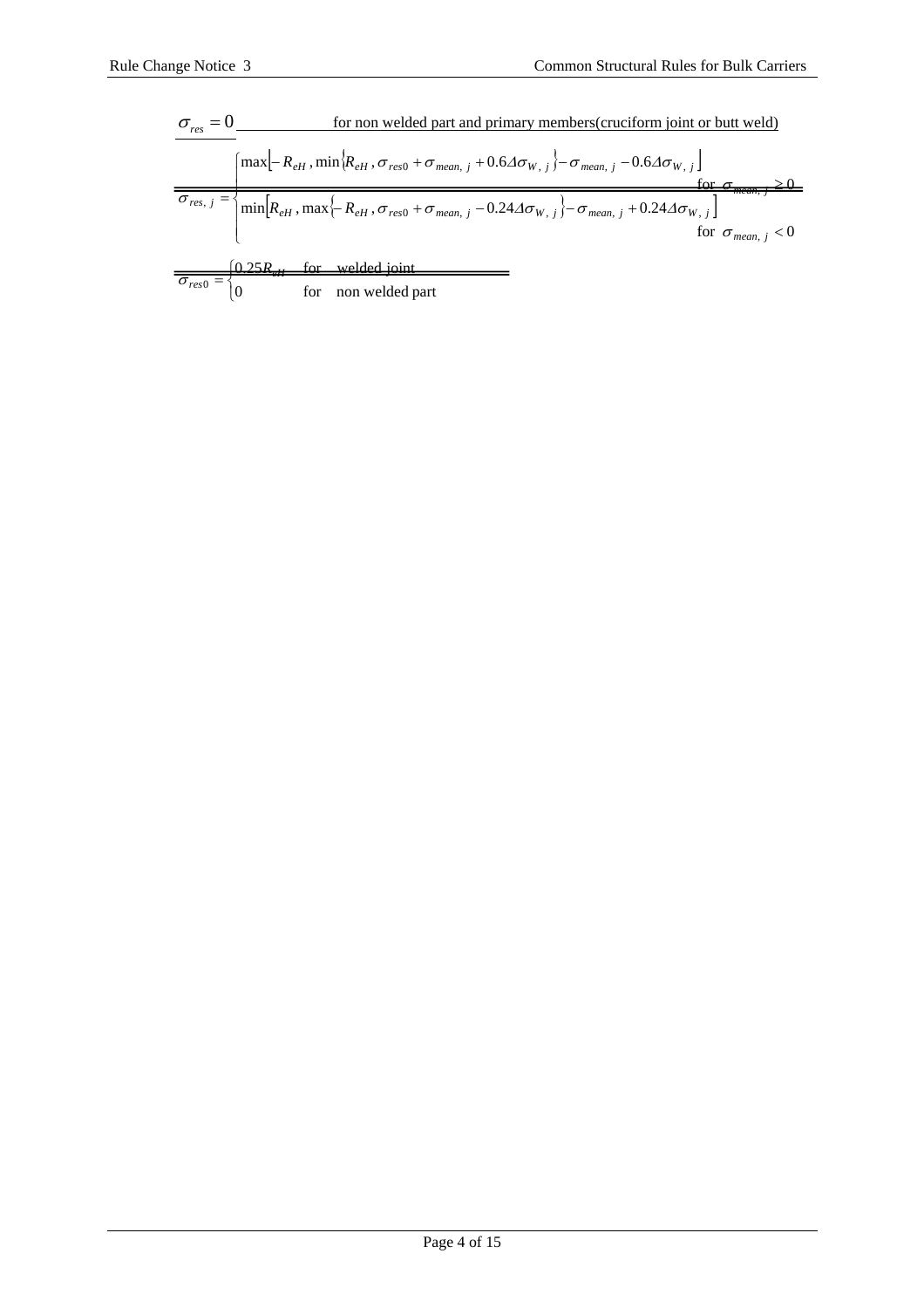$\sigma_{res} = 0$ for non welded part and primary members(cruciform joint or butt weld)

$$\sigma_{res,\ j} = \begin{cases} \max\left[-R_{eH}\ , \min\left\{R_{eH}\ , \sigma_{res0} + \sigma_{mean,\ j} + 0.6\Delta\sigma_{W,\ j}\right\} - \sigma_{mean,\ j} - 0.6\Delta\sigma_{W,\ j}\right] & \text{for } \sigma_{mean,\ j} \geq 0 \\ \min\left[R_{eH}\ , \max\left\{-R_{eH}\ , \sigma_{res0} + \sigma_{mean,\ j} - 0.24\Delta\sigma_{W,\ j}\right\} - \sigma_{mean,\ j} + 0.24\Delta\sigma_{W,\ j}\right] & \text{for } \sigma_{mean,\ j} < 0 \end{cases}$$

$$\sigma_{res0} = \begin{cases} 0.25 R_{eH} & \text{for} \quad \text{welded joint} \\ 0 & \text{for} \quad \text{non welded part} \end{cases}$$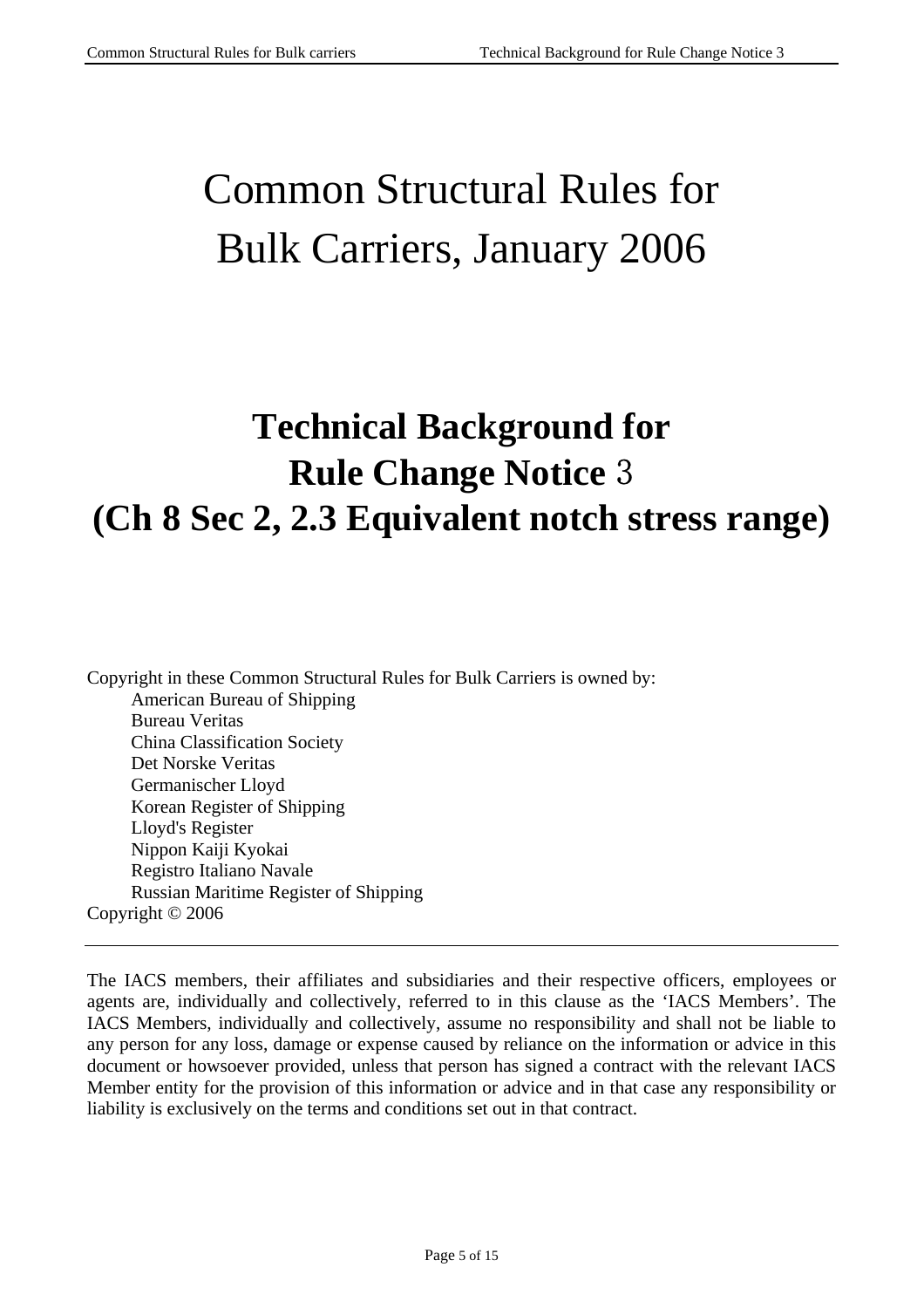# Common Structural Rules for Bulk Carriers, January 2006

# Technical Background for Rule Change Notice 3 (Ch 8 Sec 2, 2.3 Equivalent notch stress range)

Copyright in these Common Structural Rules for Bulk Carriers is owned by:

American Bureau of Shipping
Bureau Veritas
China Classification Society
Det Norske Veritas
Germanischer Lloyd
Korean Register of Shipping
Lloyd's Register
Nippon Kaiji Kyokai
Registro Italiano Navale
Russian Maritime Register of Shipping

Copyright © 2006

---

The IACS members, their affiliates and subsidiaries and their respective officers, employees or agents are, individually and collectively, referred to in this clause as the 'IACS Members'. The IACS Members, individually and collectively, assume no responsibility and shall not be liable to any person for any loss, damage or expense caused by reliance on the information or advice in this document or howsoever provided, unless that person has signed a contract with the relevant IACS Member entity for the provision of this information or advice and in that case any responsibility or liability is exclusively on the terms and conditions set out in that contract.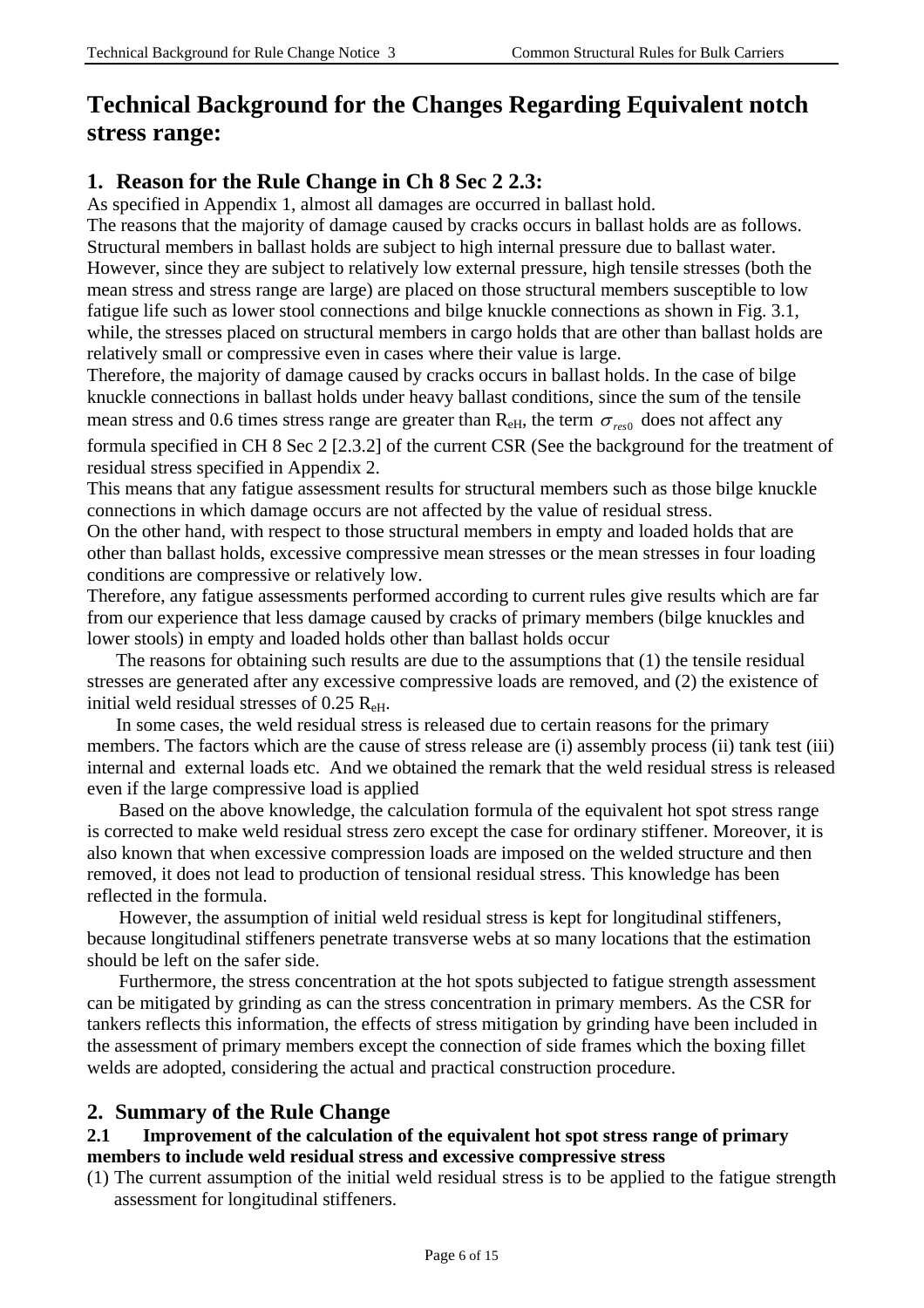# Technical Background for the Changes Regarding Equivalent notch stress range:

## 1. Reason for the Rule Change in Ch 8 Sec 2 2.3:

As specified in Appendix 1, almost all damages are occurred in ballast hold.

The reasons that the majority of damage caused by cracks occurs in ballast holds are as follows. Structural members in ballast holds are subject to high internal pressure due to ballast water. However, since they are subject to relatively low external pressure, high tensile stresses (both the mean stress and stress range are large) are placed on those structural members susceptible to low fatigue life such as lower stool connections and bilge knuckle connections as shown in Fig. 3.1, while, the stresses placed on structural members in cargo holds that are other than ballast holds are relatively small or compressive even in cases where their value is large.

Therefore, the majority of damage caused by cracks occurs in ballast holds. In the case of bilge knuckle connections in ballast holds under heavy ballast conditions, since the sum of the tensile mean stress and 0.6 times stress range are greater than $R_{eH}$, the term $\sigma_{res0}$ does not affect any formula specified in CH 8 Sec 2 [2.3.2] of the current CSR (See the background for the treatment of residual stress specified in Appendix 2.

This means that any fatigue assessment results for structural members such as those bilge knuckle connections in which damage occurs are not affected by the value of residual stress.

On the other hand, with respect to those structural members in empty and loaded holds that are other than ballast holds, excessive compressive mean stresses or the mean stresses in four loading conditions are compressive or relatively low.

Therefore, any fatigue assessments performed according to current rules give results which are far from our experience that less damage caused by cracks of primary members (bilge knuckles and lower stools) in empty and loaded holds other than ballast holds occur

The reasons for obtaining such results are due to the assumptions that (1) the tensile residual stresses are generated after any excessive compressive loads are removed, and (2) the existence of initial weld residual stresses of 0.25 $R_{eH}$.

In some cases, the weld residual stress is released due to certain reasons for the primary members. The factors which are the cause of stress release are (i) assembly process (ii) tank test (iii) internal and external loads etc. And we obtained the remark that the weld residual stress is released even if the large compressive load is applied

Based on the above knowledge, the calculation formula of the equivalent hot spot stress range is corrected to make weld residual stress zero except the case for ordinary stiffener. Moreover, it is also known that when excessive compression loads are imposed on the welded structure and then removed, it does not lead to production of tensional residual stress. This knowledge has been reflected in the formula.

However, the assumption of initial weld residual stress is kept for longitudinal stiffeners, because longitudinal stiffeners penetrate transverse webs at so many locations that the estimation should be left on the safer side.

Furthermore, the stress concentration at the hot spots subjected to fatigue strength assessment can be mitigated by grinding as can the stress concentration in primary members. As the CSR for tankers reflects this information, the effects of stress mitigation by grinding have been included in the assessment of primary members except the connection of side frames which the boxing fillet welds are adopted, considering the actual and practical construction procedure.

## 2. Summary of the Rule Change

### 2.1 Improvement of the calculation of the equivalent hot spot stress range of primary members to include weld residual stress and excessive compressive stress

(1) The current assumption of the initial weld residual stress is to be applied to the fatigue strength assessment for longitudinal stiffeners.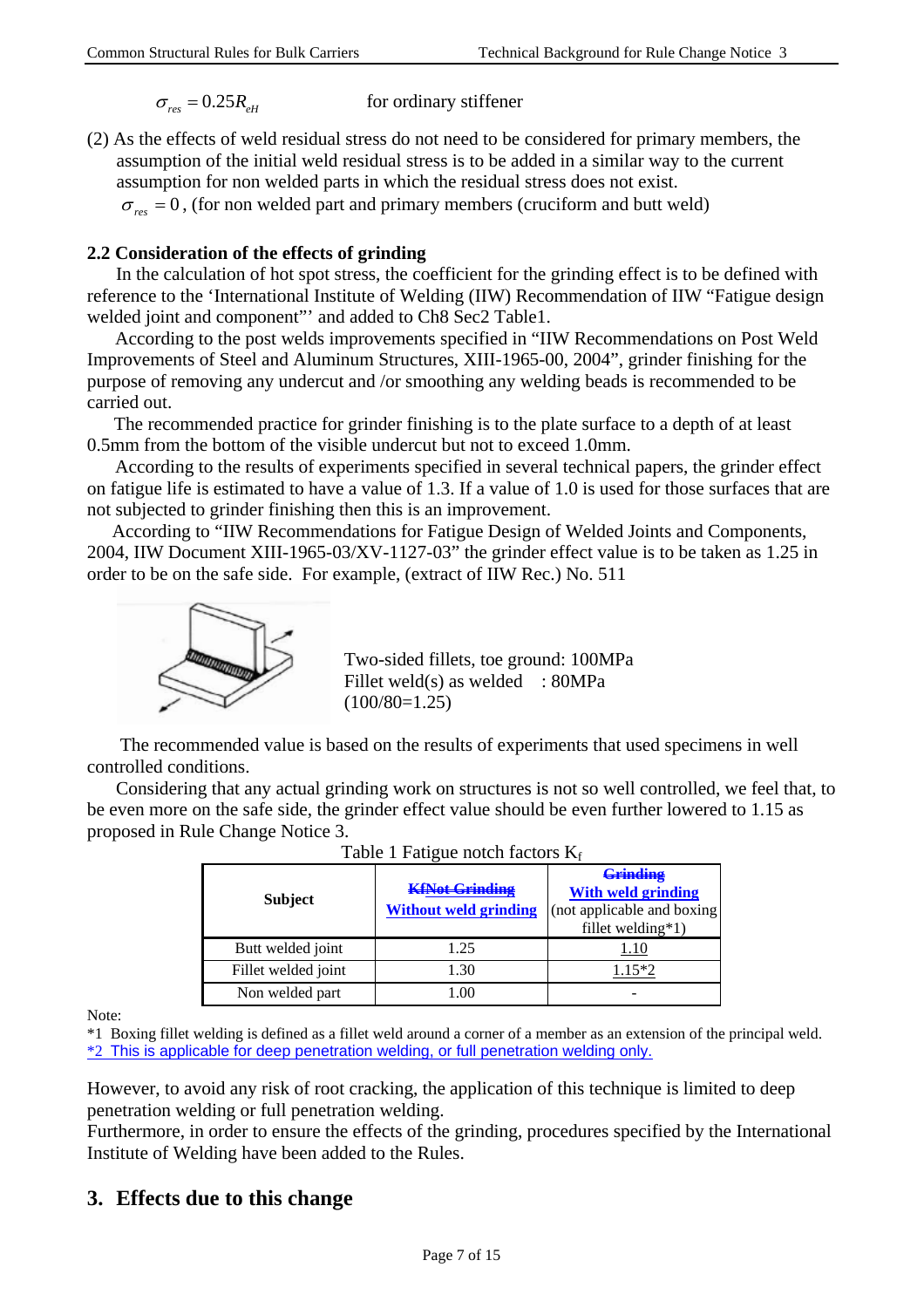$\sigma_{res} = 0.25R_{eH}$ for ordinary stiffener

(2) As the effects of weld residual stress do not need to be considered for primary members, the assumption of the initial weld residual stress is to be added in a similar way to the current assumption for non welded parts in which the residual stress does not exist.

$\sigma_{res} = 0$, (for non welded part and primary members (cruciform and butt weld)

**2.2 Consideration of the effects of grinding**

In the calculation of hot spot stress, the coefficient for the grinding effect is to be defined with reference to the 'International Institute of Welding (IIW) Recommendation of IIW "Fatigue design welded joint and component"' and added to Ch8 Sec2 Table1.

According to the post welds improvements specified in "IIW Recommendations on Post Weld Improvements of Steel and Aluminum Structures, XIII-1965-00, 2004", grinder finishing for the purpose of removing any undercut and /or smoothing any welding beads is recommended to be carried out.

The recommended practice for grinder finishing is to the plate surface to a depth of at least 0.5mm from the bottom of the visible undercut but not to exceed 1.0mm.

According to the results of experiments specified in several technical papers, the grinder effect on fatigue life is estimated to have a value of 1.3. If a value of 1.0 is used for those surfaces that are not subjected to grinder finishing then this is an improvement.

According to "IIW Recommendations for Fatigue Design of Welded Joints and Components, 2004, IIW Document XIII-1965-03/XV-1127-03" the grinder effect value is to be taken as 1.25 in order to be on the safe side. For example, (extract of IIW Rec.) No. 511

Two-sided fillets, toe ground: 100MPa
Fillet weld(s) as welded : 80MPa
(100/80=1.25)

The recommended value is based on the results of experiments that used specimens in well controlled conditions.

Considering that any actual grinding work on structures is not so well controlled, we feel that, to be even more on the safe side, the grinder effect value should be even further lowered to 1.15 as proposed in Rule Change Notice 3.

Table 1 Fatigue notch factors $K_f$

| Subject | ~~KfNot Grinding~~ Without weld grinding | ~~Grinding~~ With weld grinding (not applicable and boxing fillet welding*1) |
|---|---|---|
| Butt welded joint | 1.25 | 1.10 |
| Fillet welded joint | 1.30 | 1.15*2 |
| Non welded part | 1.00 | - |

Note:
*1 Boxing fillet welding is defined as a fillet weld around a corner of a member as an extension of the principal weld.
*2 This is applicable for deep penetration welding, or full penetration welding only.

However, to avoid any risk of root cracking, the application of this technique is limited to deep penetration welding or full penetration welding.
Furthermore, in order to ensure the effects of the grinding, procedures specified by the International Institute of Welding have been added to the Rules.

## 3. Effects due to this change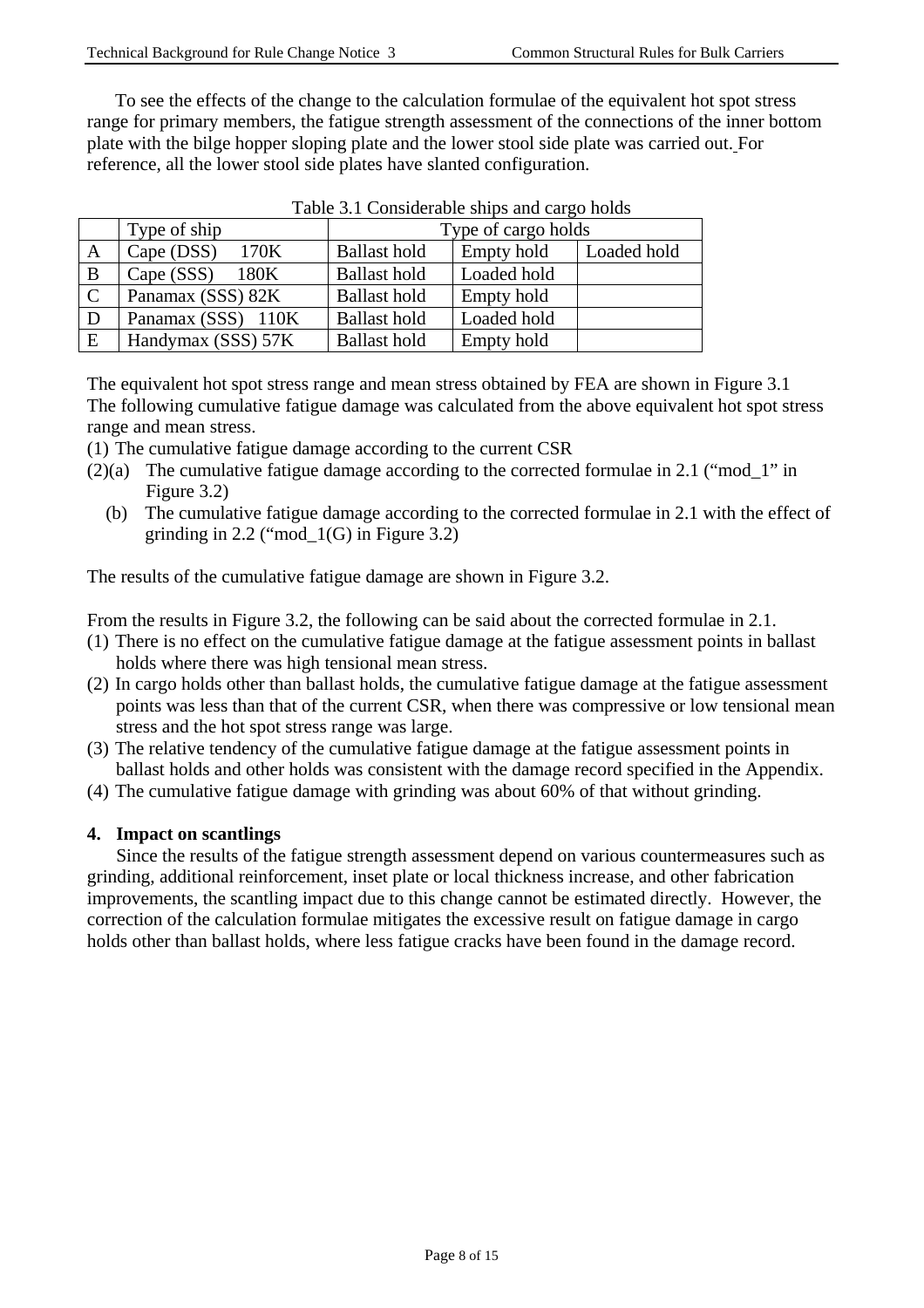To see the effects of the change to the calculation formulae of the equivalent hot spot stress range for primary members, the fatigue strength assessment of the connections of the inner bottom plate with the bilge hopper sloping plate and the lower stool side plate was carried out. For reference, all the lower stool side plates have slanted configuration.

Table 3.1 Considerable ships and cargo holds

| | Type of ship | Type of cargo holds | | |
|---|---|---|---|---|
| A | Cape (DSS) 170K | Ballast hold | Empty hold | Loaded hold |
| B | Cape (SSS) 180K | Ballast hold | Loaded hold | |
| C | Panamax (SSS) 82K | Ballast hold | Empty hold | |
| D | Panamax (SSS) 110K | Ballast hold | Loaded hold | |
| E | Handymax (SSS) 57K | Ballast hold | Empty hold | |

The equivalent hot spot stress range and mean stress obtained by FEA are shown in Figure 3.1
The following cumulative fatigue damage was calculated from the above equivalent hot spot stress range and mean stress.

(1) The cumulative fatigue damage according to the current CSR

(2)(a) The cumulative fatigue damage according to the corrected formulae in 2.1 ("mod_1" in Figure 3.2)

(b) The cumulative fatigue damage according to the corrected formulae in 2.1 with the effect of grinding in 2.2 ("mod_1(G) in Figure 3.2)

The results of the cumulative fatigue damage are shown in Figure 3.2.

From the results in Figure 3.2, the following can be said about the corrected formulae in 2.1.

(1) There is no effect on the cumulative fatigue damage at the fatigue assessment points in ballast holds where there was high tensional mean stress.
(2) In cargo holds other than ballast holds, the cumulative fatigue damage at the fatigue assessment points was less than that of the current CSR, when there was compressive or low tensional mean stress and the hot spot stress range was large.
(3) The relative tendency of the cumulative fatigue damage at the fatigue assessment points in ballast holds and other holds was consistent with the damage record specified in the Appendix.
(4) The cumulative fatigue damage with grinding was about 60% of that without grinding.

## 4. Impact on scantlings

Since the results of the fatigue strength assessment depend on various countermeasures such as grinding, additional reinforcement, inset plate or local thickness increase, and other fabrication improvements, the scantling impact due to this change cannot be estimated directly. However, the correction of the calculation formulae mitigates the excessive result on fatigue damage in cargo holds other than ballast holds, where less fatigue cracks have been found in the damage record.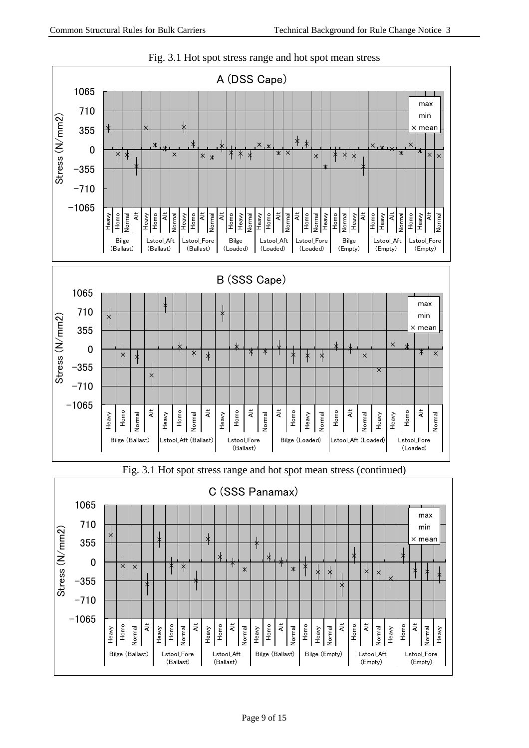Fig. 3.1 Hot spot stress range and hot spot mean stress

Fig. 3.1 Hot spot stress range and hot spot mean stress (continued)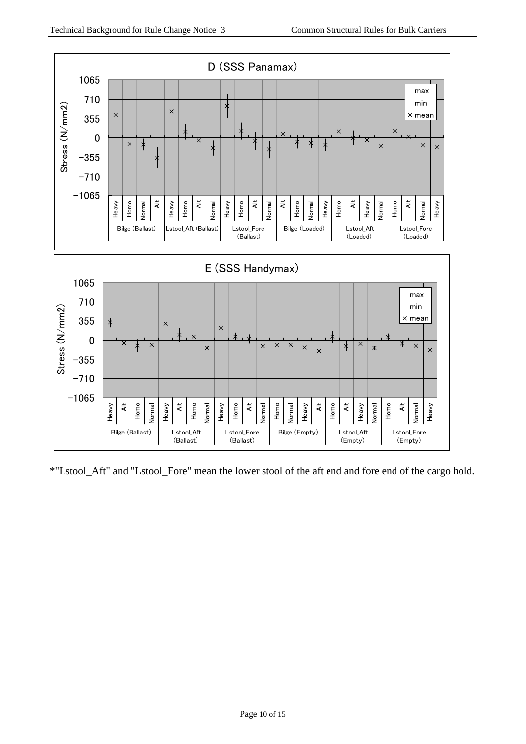D (SSS Panamax)

Stress (N/mm2)

1065, 710, 355, 0, −355, −710, −1065

max / min / × mean

| Bilge (Ballast) | | | | Lstool_Aft (Ballast) | | | | Lstool_Fore (Ballast) | | | | Bilge (Loaded) | | | | Lstool_Aft (Loaded) | | | | Lstool_Fore (Loaded) | | | |
|---|---|---|---|---|---|---|---|---|---|---|---|---|---|---|---|---|---|---|---|---|---|---|---|
| Heavy | Homo | Normal | Alt | Heavy | Homo | Alt | Normal | Heavy | Homo | Alt | Normal | Alt | Homo | Normal | Heavy | Homo | Alt | Heavy | Normal | Homo | Alt | Normal | Heavy |

E (SSS Handymax)

Stress (N/mm2)

1065, 710, 355, 0, −355, −710, −1065

max / min / × mean

| Bilge (Ballast) | | | | Lstool_Aft (Ballast) | | | | Lstool_Fore (Ballast) | | | | Bilge (Empty) | | | | Lstool_Aft (Empty) | | | | Lstool_Fore (Empty) | | | |
|---|---|---|---|---|---|---|---|---|---|---|---|---|---|---|---|---|---|---|---|---|---|---|---|
| Heavy | Alt | Homo | Normal | Heavy | Alt | Homo | Normal | Heavy | Homo | Alt | Normal | Homo | Normal | Heavy | Alt | Homo | Alt | Heavy | Normal | Homo | Alt | Normal | Heavy |

*"Lstool_Aft" and "Lstool_Fore" mean the lower stool of the aft end and fore end of the cargo hold.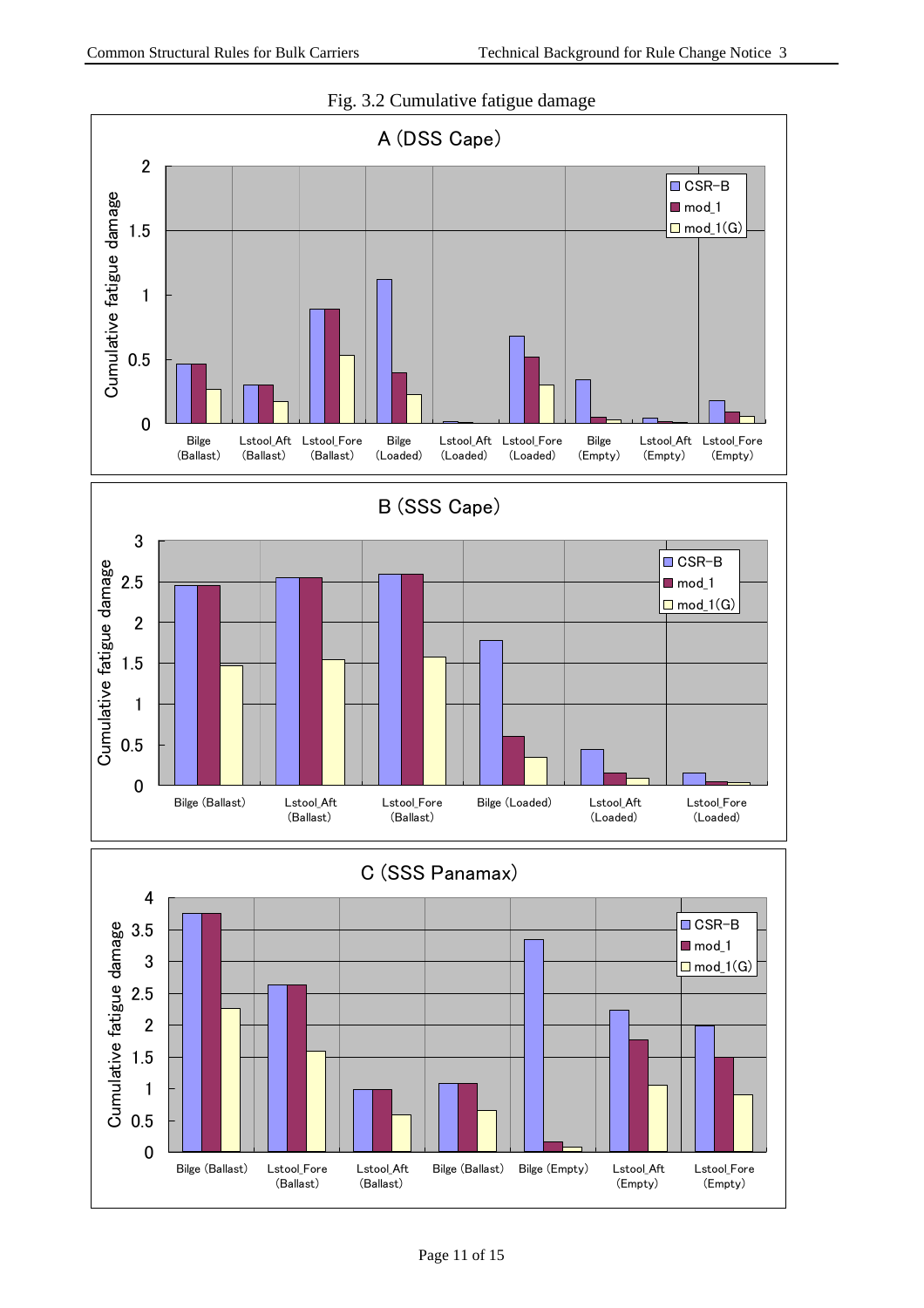Fig. 3.2 Cumulative fatigue damage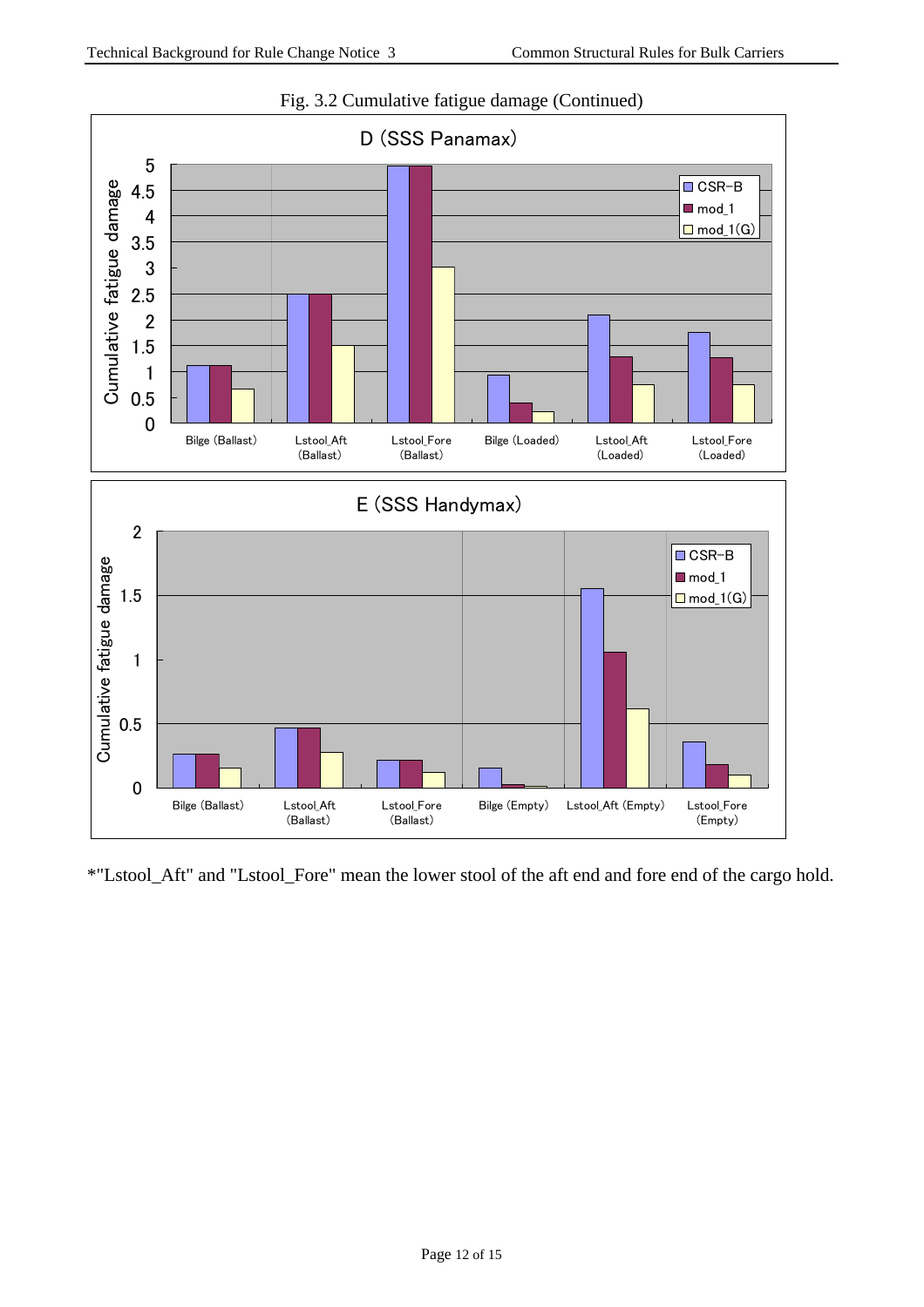Fig. 3.2 Cumulative fatigue damage (Continued)

*"Lstool_Aft" and "Lstool_Fore" mean the lower stool of the aft end and fore end of the cargo hold.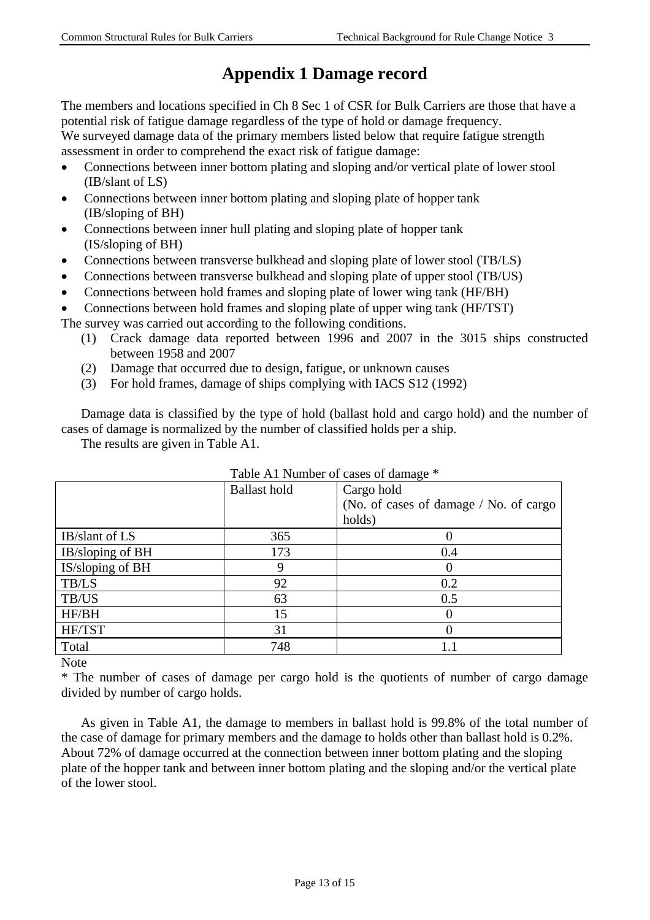# Appendix 1 Damage record

The members and locations specified in Ch 8 Sec 1 of CSR for Bulk Carriers are those that have a potential risk of fatigue damage regardless of the type of hold or damage frequency.
We surveyed damage data of the primary members listed below that require fatigue strength assessment in order to comprehend the exact risk of fatigue damage:

- Connections between inner bottom plating and sloping and/or vertical plate of lower stool (IB/slant of LS)
- Connections between inner bottom plating and sloping plate of hopper tank (IB/sloping of BH)
- Connections between inner hull plating and sloping plate of hopper tank (IS/sloping of BH)
- Connections between transverse bulkhead and sloping plate of lower stool (TB/LS)
- Connections between transverse bulkhead and sloping plate of upper stool (TB/US)
- Connections between hold frames and sloping plate of lower wing tank (HF/BH)
- Connections between hold frames and sloping plate of upper wing tank (HF/TST)

The survey was carried out according to the following conditions.

(1) Crack damage data reported between 1996 and 2007 in the 3015 ships constructed between 1958 and 2007
(2) Damage that occurred due to design, fatigue, or unknown causes
(3) For hold frames, damage of ships complying with IACS S12 (1992)

Damage data is classified by the type of hold (ballast hold and cargo hold) and the number of cases of damage is normalized by the number of classified holds per a ship.

The results are given in Table A1.

Table A1 Number of cases of damage *

| | Ballast hold | Cargo hold (No. of cases of damage / No. of cargo holds) |
|---|---|---|
| IB/slant of LS | 365 | 0 |
| IB/sloping of BH | 173 | 0.4 |
| IS/sloping of BH | 9 | 0 |
| TB/LS | 92 | 0.2 |
| TB/US | 63 | 0.5 |
| HF/BH | 15 | 0 |
| HF/TST | 31 | 0 |
| Total | 748 | 1.1 |

Note
* The number of cases of damage per cargo hold is the quotients of number of cargo damage divided by number of cargo holds.

As given in Table A1, the damage to members in ballast hold is 99.8% of the total number of the case of damage for primary members and the damage to holds other than ballast hold is 0.2%. About 72% of damage occurred at the connection between inner bottom plating and the sloping plate of the hopper tank and between inner bottom plating and the sloping and/or the vertical plate of the lower stool.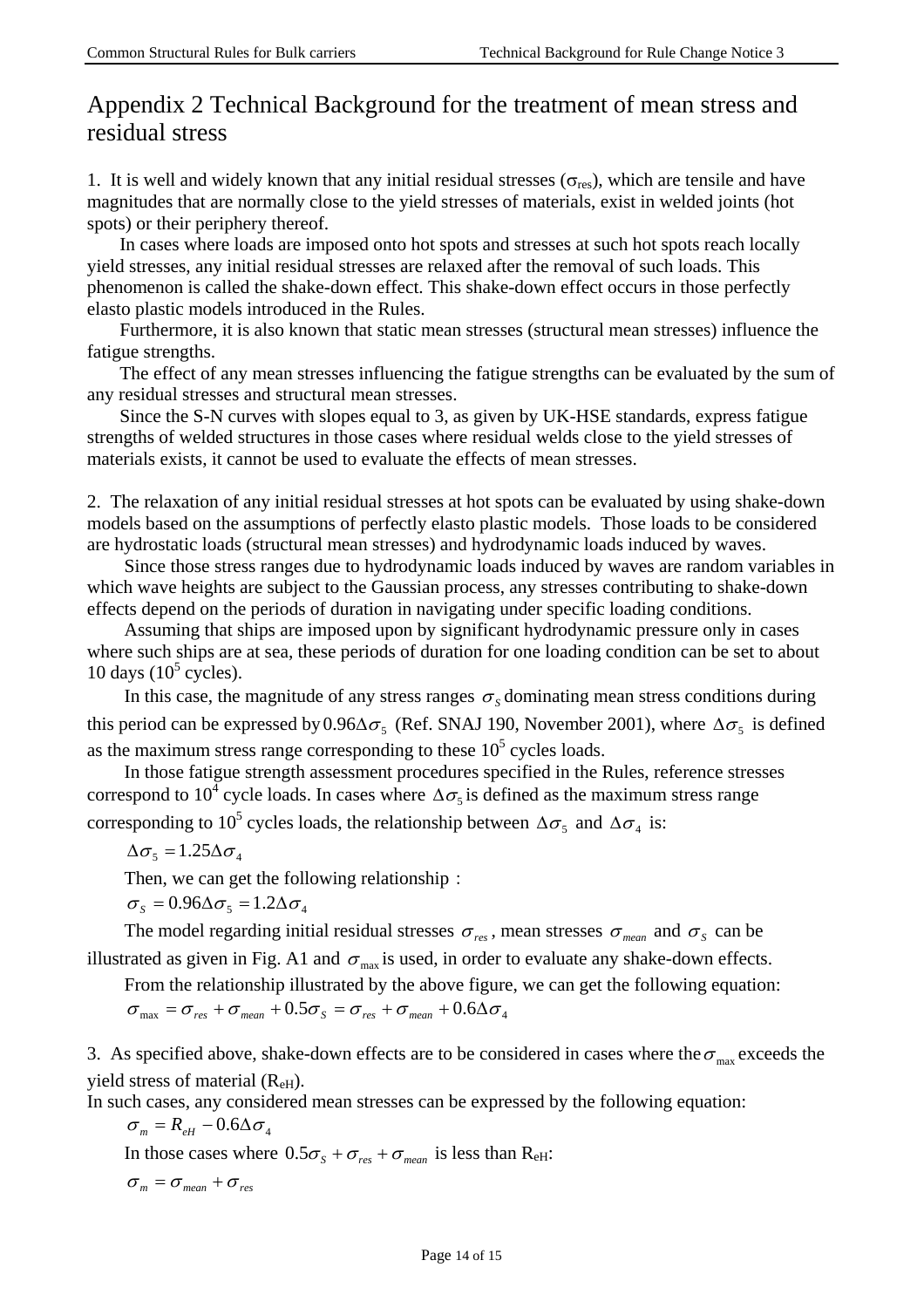# Appendix 2 Technical Background for the treatment of mean stress and residual stress

1. It is well and widely known that any initial residual stresses ($\sigma_{res}$), which are tensile and have magnitudes that are normally close to the yield stresses of materials, exist in welded joints (hot spots) or their periphery thereof.

In cases where loads are imposed onto hot spots and stresses at such hot spots reach locally yield stresses, any initial residual stresses are relaxed after the removal of such loads. This phenomenon is called the shake-down effect. This shake-down effect occurs in those perfectly elasto plastic models introduced in the Rules.

Furthermore, it is also known that static mean stresses (structural mean stresses) influence the fatigue strengths.

The effect of any mean stresses influencing the fatigue strengths can be evaluated by the sum of any residual stresses and structural mean stresses.

Since the S-N curves with slopes equal to 3, as given by UK-HSE standards, express fatigue strengths of welded structures in those cases where residual welds close to the yield stresses of materials exists, it cannot be used to evaluate the effects of mean stresses.

2. The relaxation of any initial residual stresses at hot spots can be evaluated by using shake-down models based on the assumptions of perfectly elasto plastic models. Those loads to be considered are hydrostatic loads (structural mean stresses) and hydrodynamic loads induced by waves.

Since those stress ranges due to hydrodynamic loads induced by waves are random variables in which wave heights are subject to the Gaussian process, any stresses contributing to shake-down effects depend on the periods of duration in navigating under specific loading conditions.

Assuming that ships are imposed upon by significant hydrodynamic pressure only in cases where such ships are at sea, these periods of duration for one loading condition can be set to about 10 days ($10^5$ cycles).

In this case, the magnitude of any stress ranges $\sigma_S$ dominating mean stress conditions during this period can be expressed by $0.96\Delta\sigma_5$ (Ref. SNAJ 190, November 2001), where $\Delta\sigma_5$ is defined as the maximum stress range corresponding to these $10^5$ cycles loads.

In those fatigue strength assessment procedures specified in the Rules, reference stresses correspond to $10^4$ cycle loads. In cases where $\Delta\sigma_5$ is defined as the maximum stress range corresponding to $10^5$ cycles loads, the relationship between $\Delta\sigma_5$ and $\Delta\sigma_4$ is:

$$\Delta\sigma_5 = 1.25\Delta\sigma_4$$

Then, we can get the following relationship：

$$\sigma_S = 0.96\Delta\sigma_5 = 1.2\Delta\sigma_4$$

The model regarding initial residual stresses $\sigma_{res}$, mean stresses $\sigma_{mean}$ and $\sigma_S$ can be illustrated as given in Fig. A1 and $\sigma_{max}$ is used, in order to evaluate any shake-down effects.

From the relationship illustrated by the above figure, we can get the following equation:

$$\sigma_{max} = \sigma_{res} + \sigma_{mean} + 0.5\sigma_S = \sigma_{res} + \sigma_{mean} + 0.6\Delta\sigma_4$$

3. As specified above, shake-down effects are to be considered in cases where the $\sigma_{max}$ exceeds the yield stress of material ($R_{eH}$).

In such cases, any considered mean stresses can be expressed by the following equation:

$$\sigma_m = R_{eH} - 0.6\Delta\sigma_4$$

In those cases where $0.5\sigma_S + \sigma_{res} + \sigma_{mean}$ is less than $R_{eH}$:

$$\sigma_m = \sigma_{mean} + \sigma_{res}$$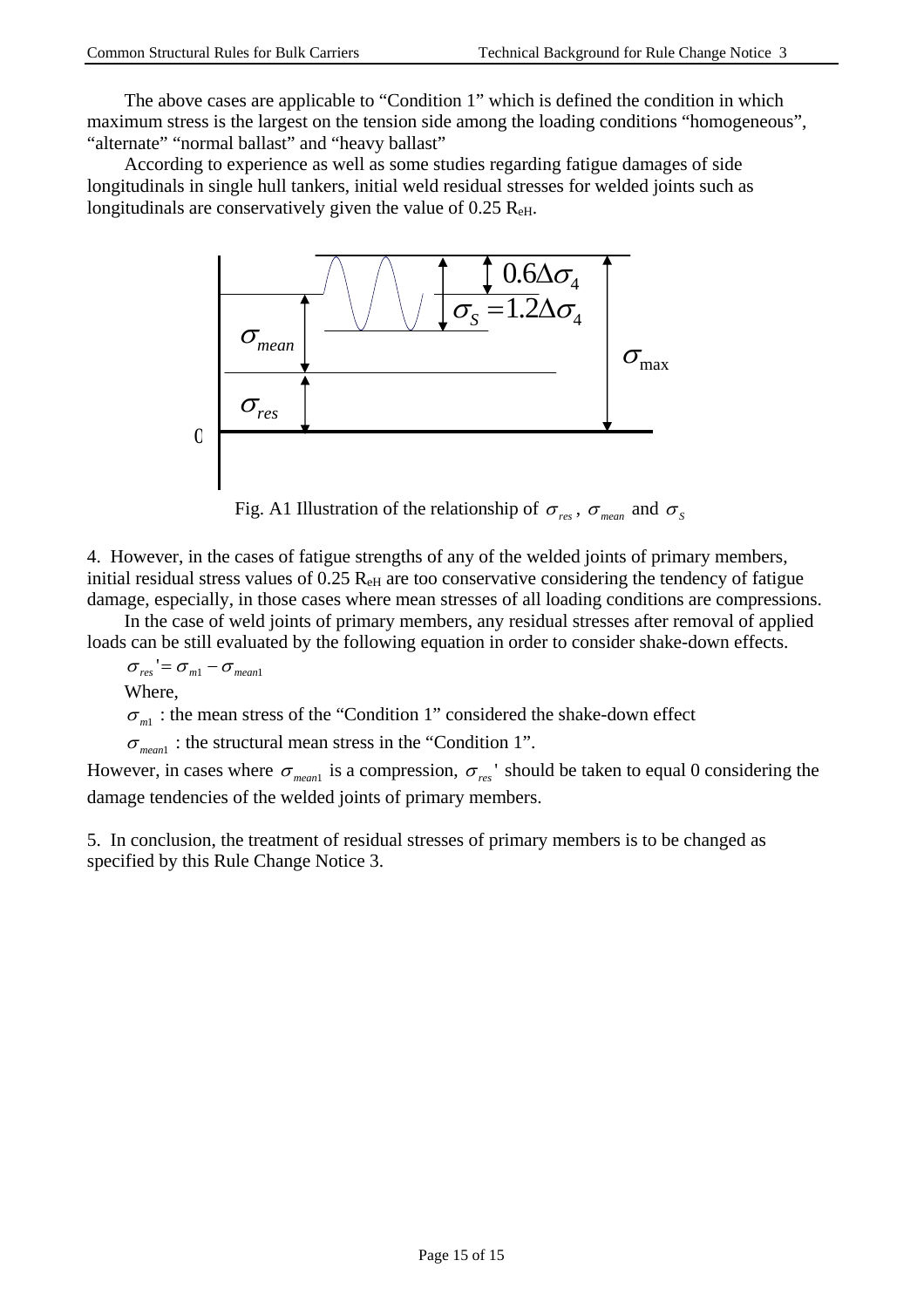The above cases are applicable to “Condition 1” which is defined the condition in which maximum stress is the largest on the tension side among the loading conditions “homogeneous”, “alternate” “normal ballast” and “heavy ballast”

According to experience as well as some studies regarding fatigue damages of side longitudinals in single hull tankers, initial weld residual stresses for welded joints such as longitudinals are conservatively given the value of 0.25 $R_{eH}$.

$0.6\Delta\sigma_4$

$\sigma_S = 1.2\Delta\sigma_4$

$\sigma_{mean}$

$\sigma_{max}$

$\sigma_{res}$

0

Fig. A1 Illustration of the relationship of $\sigma_{res}$, $\sigma_{mean}$ and $\sigma_S$

4. However, in the cases of fatigue strengths of any of the welded joints of primary members, initial residual stress values of 0.25 $R_{eH}$ are too conservative considering the tendency of fatigue damage, especially, in those cases where mean stresses of all loading conditions are compressions.

In the case of weld joints of primary members, any residual stresses after removal of applied loads can be still evaluated by the following equation in order to consider shake-down effects.

$\sigma_{res}' = \sigma_{m1} - \sigma_{mean1}$

Where,

$\sigma_{m1}$ : the mean stress of the “Condition 1” considered the shake-down effect

$\sigma_{mean1}$ : the structural mean stress in the “Condition 1”.

However, in cases where $\sigma_{mean1}$ is a compression, $\sigma_{res}'$ should be taken to equal 0 considering the damage tendencies of the welded joints of primary members.

5. In conclusion, the treatment of residual stresses of primary members is to be changed as specified by this Rule Change Notice 3.